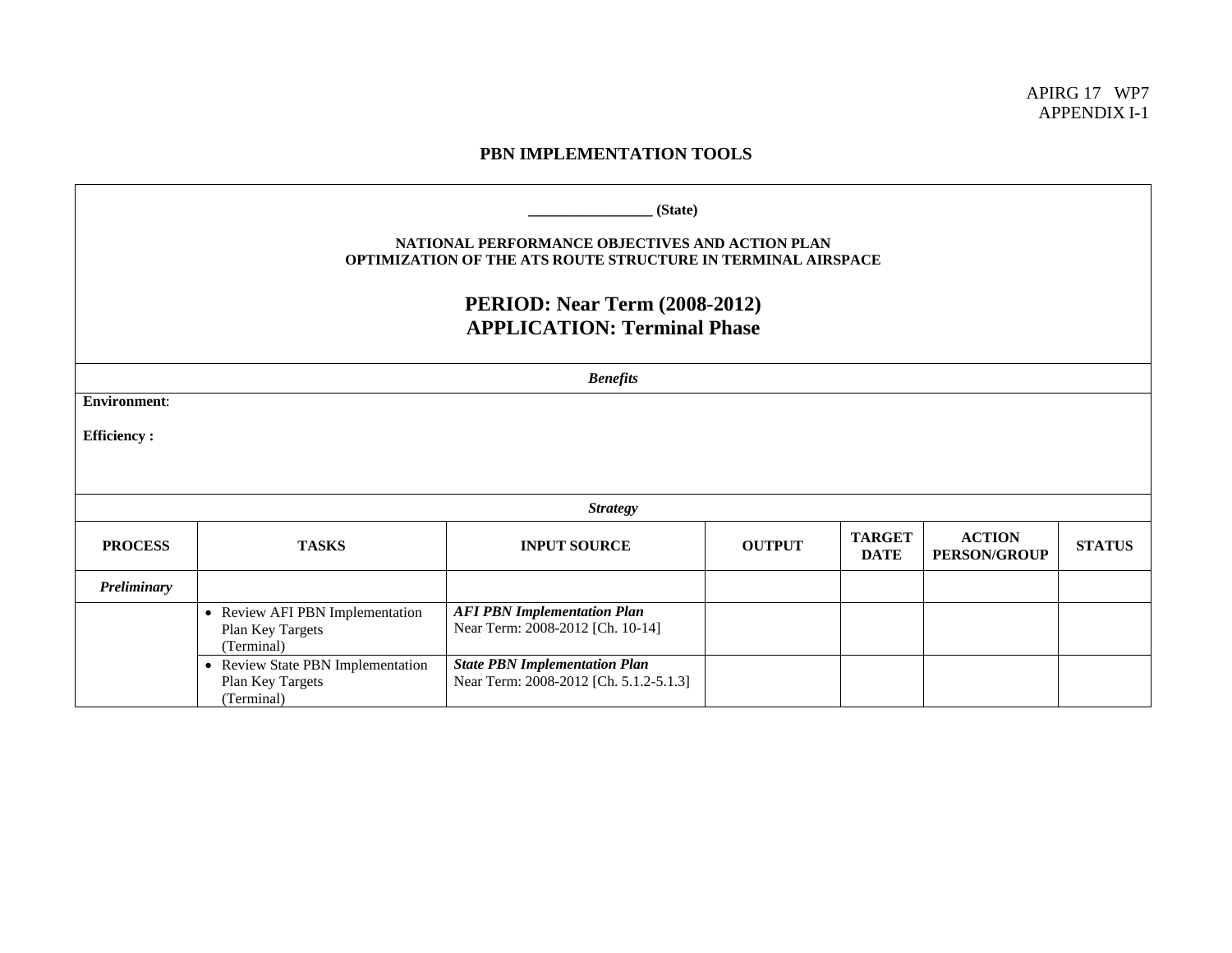APIRG 17 WP7
APPENDIX I-1

## PBN IMPLEMENTATION TOOLS

**________________ (State)**

**NATIONAL PERFORMANCE OBJECTIVES AND ACTION PLAN**
**OPTIMIZATION OF THE ATS ROUTE STRUCTURE IN TERMINAL AIRSPACE**

## PERIOD: Near Term (2008-2012)
## APPLICATION: Terminal Phase

***Benefits***

**Environment**:

**Efficiency :**

***Strategy***

| PROCESS | TASKS | INPUT SOURCE | OUTPUT | TARGET DATE | ACTION PERSON/GROUP | STATUS |
|---|---|---|---|---|---|---|
| *Preliminary* | | | | | | |
| | • Review AFI PBN Implementation Plan Key Targets (Terminal) | ***AFI PBN Implementation Plan*** Near Term: 2008-2012 [Ch. 10-14] | | | | |
| | • Review State PBN Implementation Plan Key Targets (Terminal) | ***State PBN Implementation Plan*** Near Term: 2008-2012 [Ch. 5.1.2-5.1.3] | | | | |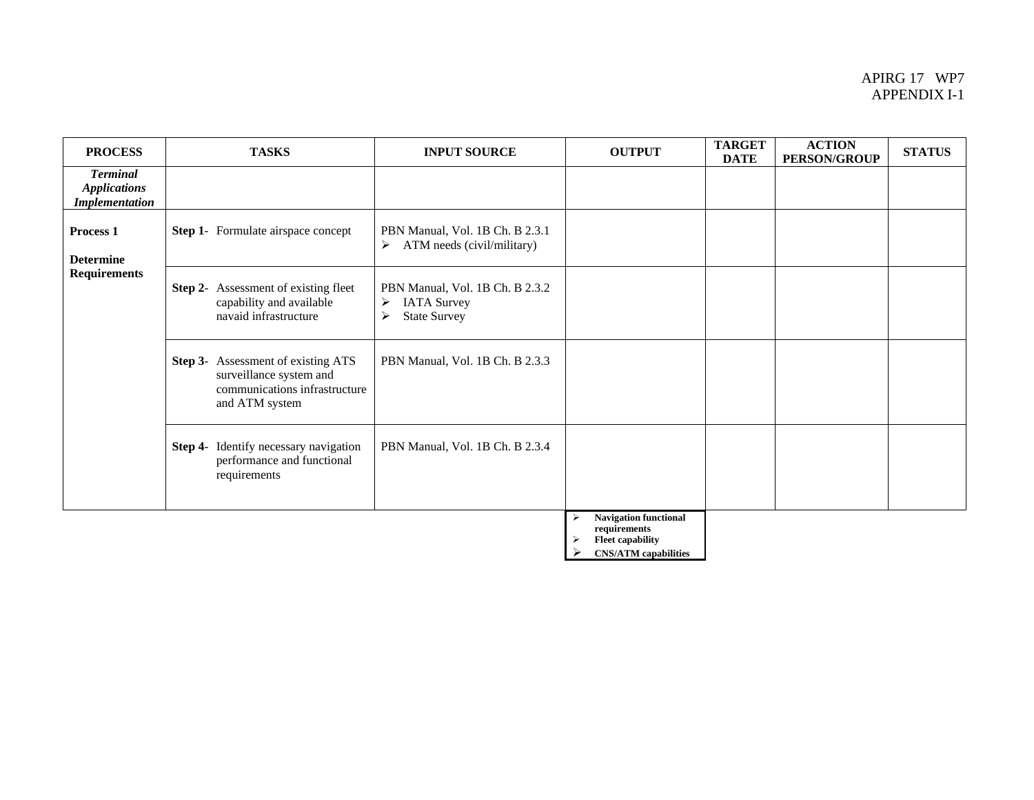APIRG 17 WP7
APPENDIX I-1

| PROCESS | TASKS | INPUT SOURCE | OUTPUT | TARGET DATE | ACTION PERSON/GROUP | STATUS |
|---|---|---|---|---|---|---|
| ***Terminal Applications Implementation*** | | | | | | |
| **Process 1** **Determine Requirements** | **Step 1**- Formulate airspace concept | PBN Manual, Vol. 1B Ch. B 2.3.1 <br>➢ ATM needs (civil/military) | | | | |
| | **Step 2**- Assessment of existing fleet capability and available navaid infrastructure | PBN Manual, Vol. 1B Ch. B 2.3.2 <br>➢ IATA Survey <br>➢ State Survey | | | | |
| | **Step 3**- Assessment of existing ATS surveillance system and communications infrastructure and ATM system | PBN Manual, Vol. 1B Ch. B 2.3.3 | | | | |
| | **Step 4**- Identify necessary navigation performance and functional requirements | PBN Manual, Vol. 1B Ch. B 2.3.4 | | | | |
| | | | ➢ **Navigation functional requirements** <br>➢ **Fleet capability** <br>➢ **CNS/ATM capabilities** | | | |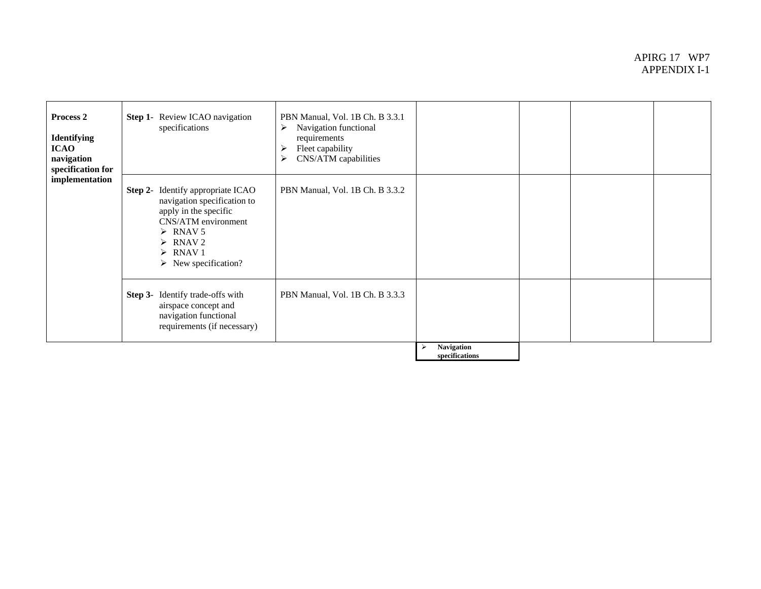| Process 2<br><br>Identifying ICAO navigation specification for implementation | Step 1- Review ICAO navigation specifications | PBN Manual, Vol. 1B Ch. B 3.3.1<br>➢ Navigation functional requirements<br>➢ Fleet capability<br>➢ CNS/ATM capabilities | | | | |
|---|---|---|---|---|---|---|
| | Step 2- Identify appropriate ICAO navigation specification to apply in the specific CNS/ATM environment<br>➢ RNAV 5<br>➢ RNAV 2<br>➢ RNAV 1<br>➢ New specification? | PBN Manual, Vol. 1B Ch. B 3.3.2 | | | | |
| | Step 3- Identify trade-offs with airspace concept and navigation functional requirements (if necessary) | PBN Manual, Vol. 1B Ch. B 3.3.3 | | | | |
| | | | ➢ **Navigation specifications** | | | |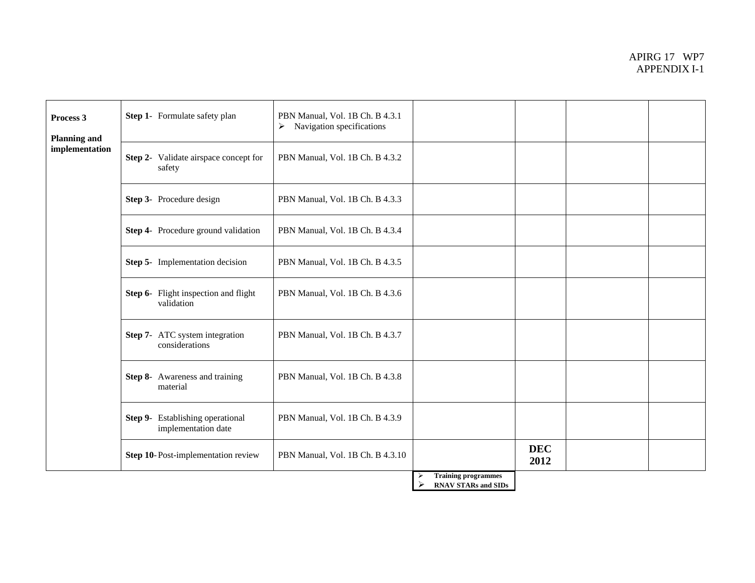| | | | | | | |
|---|---|---|---|---|---|---|
| **Process 3**<br><br>**Planning and implementation** | **Step 1**- Formulate safety plan | PBN Manual, Vol. 1B Ch. B 4.3.1<br>➢ Navigation specifications | | | | |
| | **Step 2**- Validate airspace concept for safety | PBN Manual, Vol. 1B Ch. B 4.3.2 | | | | |
| | **Step 3**- Procedure design | PBN Manual, Vol. 1B Ch. B 4.3.3 | | | | |
| | **Step 4**- Procedure ground validation | PBN Manual, Vol. 1B Ch. B 4.3.4 | | | | |
| | **Step 5**- Implementation decision | PBN Manual, Vol. 1B Ch. B 4.3.5 | | | | |
| | **Step 6**- Flight inspection and flight validation | PBN Manual, Vol. 1B Ch. B 4.3.6 | | | | |
| | **Step 7**- ATC system integration considerations | PBN Manual, Vol. 1B Ch. B 4.3.7 | | | | |
| | **Step 8**- Awareness and training material | PBN Manual, Vol. 1B Ch. B 4.3.8 | | | | |
| | **Step 9**- Establishing operational implementation date | PBN Manual, Vol. 1B Ch. B 4.3.9 | | | | |
| | **Step 10**- Post-implementation review | PBN Manual, Vol. 1B Ch. B 4.3.10 | | **DEC 2012** | | |
| | | | ➢ **Training programmes**<br>➢ **RNAV STARs and SIDs** | | | |